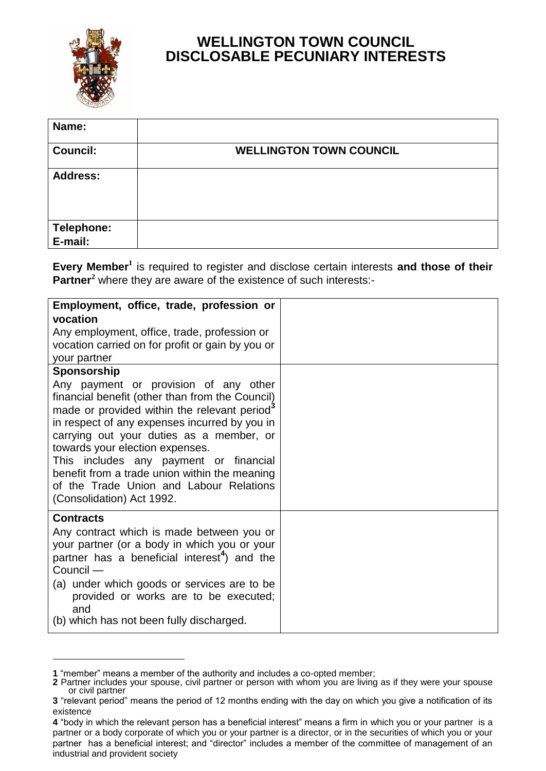# WELLINGTON TOWN COUNCIL
# DISCLOSABLE PECUNIARY INTERESTS

| | |
|---|---|
| **Name:** | |
| **Council:** | **WELLINGTON TOWN COUNCIL** |
| **Address:** | |
| **Telephone:**<br>**E-mail:** | |

**Every Member**[1] is required to register and disclose certain interests **and those of their Partner**[2] where they are aware of the existence of such interests:-

| | |
|---|---|
| **Employment, office, trade, profession or vocation**<br>Any employment, office, trade, profession or vocation carried on for profit or gain by you or your partner | |
| **Sponsorship**<br>Any payment or provision of any other financial benefit (other than from the Council) made or provided within the relevant period[3] in respect of any expenses incurred by you in carrying out your duties as a member, or towards your election expenses.<br>This includes any payment or financial benefit from a trade union within the meaning of the Trade Union and Labour Relations (Consolidation) Act 1992. | |
| **Contracts**<br>Any contract which is made between you or your partner (or a body in which you or your partner has a beneficial interest[4]) and the Council —<br>(a) under which goods or services are to be provided or works are to be executed; and<br>(b) which has not been fully discharged. | |

**1** "member" means a member of the authority and includes a co-opted member;
**2** Partner includes your spouse, civil partner or person with whom you are living as if they were your spouse or civil partner
**3** "relevant period" means the period of 12 months ending with the day on which you give a notification of its existence
**4** "body in which the relevant person has a beneficial interest" means a firm in which you or your partner is a partner or a body corporate of which you or your partner is a director, or in the securities of which you or your partner has a beneficial interest; and "director" includes a member of the committee of management of an industrial and provident society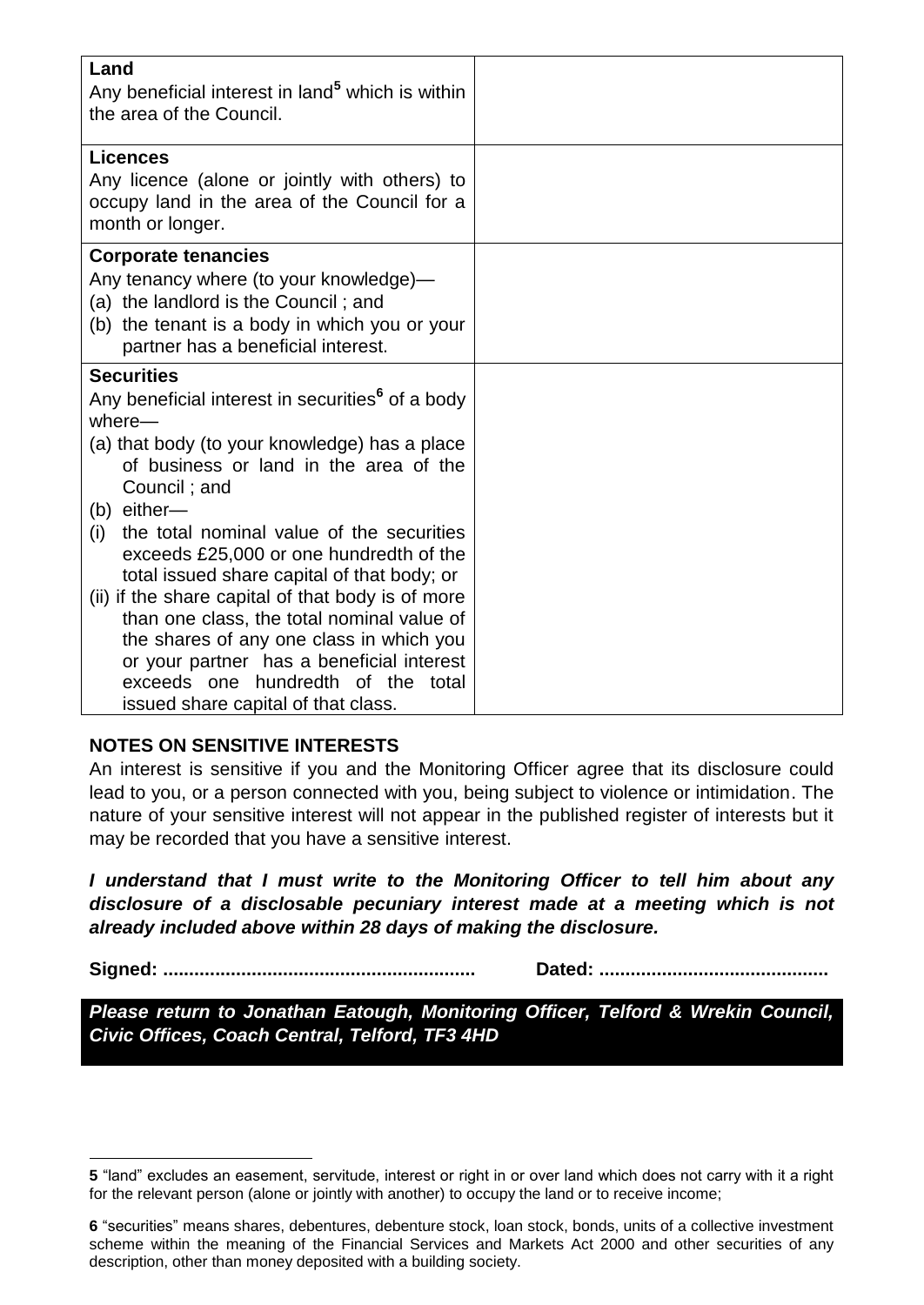| | |
|---|---|
| **Land**<br>Any beneficial interest in land[5] which is within the area of the Council. | |
| **Licences**<br>Any licence (alone or jointly with others) to occupy land in the area of the Council for a month or longer. | |
| **Corporate tenancies**<br>Any tenancy where (to your knowledge)—<br>(a) the landlord is the Council ; and<br>(b) the tenant is a body in which you or your partner has a beneficial interest. | |
| **Securities**<br>Any beneficial interest in securities[6] of a body where—<br>(a) that body (to your knowledge) has a place of business or land in the area of the Council ; and<br>(b) either—<br>(i) the total nominal value of the securities exceeds £25,000 or one hundredth of the total issued share capital of that body; or<br>(ii) if the share capital of that body is of more than one class, the total nominal value of the shares of any one class in which you or your partner has a beneficial interest exceeds one hundredth of the total issued share capital of that class. | |

**NOTES ON SENSITIVE INTERESTS**

An interest is sensitive if you and the Monitoring Officer agree that its disclosure could lead to you, or a person connected with you, being subject to violence or intimidation. The nature of your sensitive interest will not appear in the published register of interests but it may be recorded that you have a sensitive interest.

***I understand that I must write to the Monitoring Officer to tell him about any disclosure of a disclosable pecuniary interest made at a meeting which is not already included above within 28 days of making the disclosure.***

**Signed: ............................................................ Dated: ............................................**

***Please return to Jonathan Eatough, Monitoring Officer, Telford & Wrekin Council, Civic Offices, Coach Central, Telford, TF3 4HD***

---

**5** "land" excludes an easement, servitude, interest or right in or over land which does not carry with it a right for the relevant person (alone or jointly with another) to occupy the land or to receive income;

**6** "securities" means shares, debentures, debenture stock, loan stock, bonds, units of a collective investment scheme within the meaning of the Financial Services and Markets Act 2000 and other securities of any description, other than money deposited with a building society.